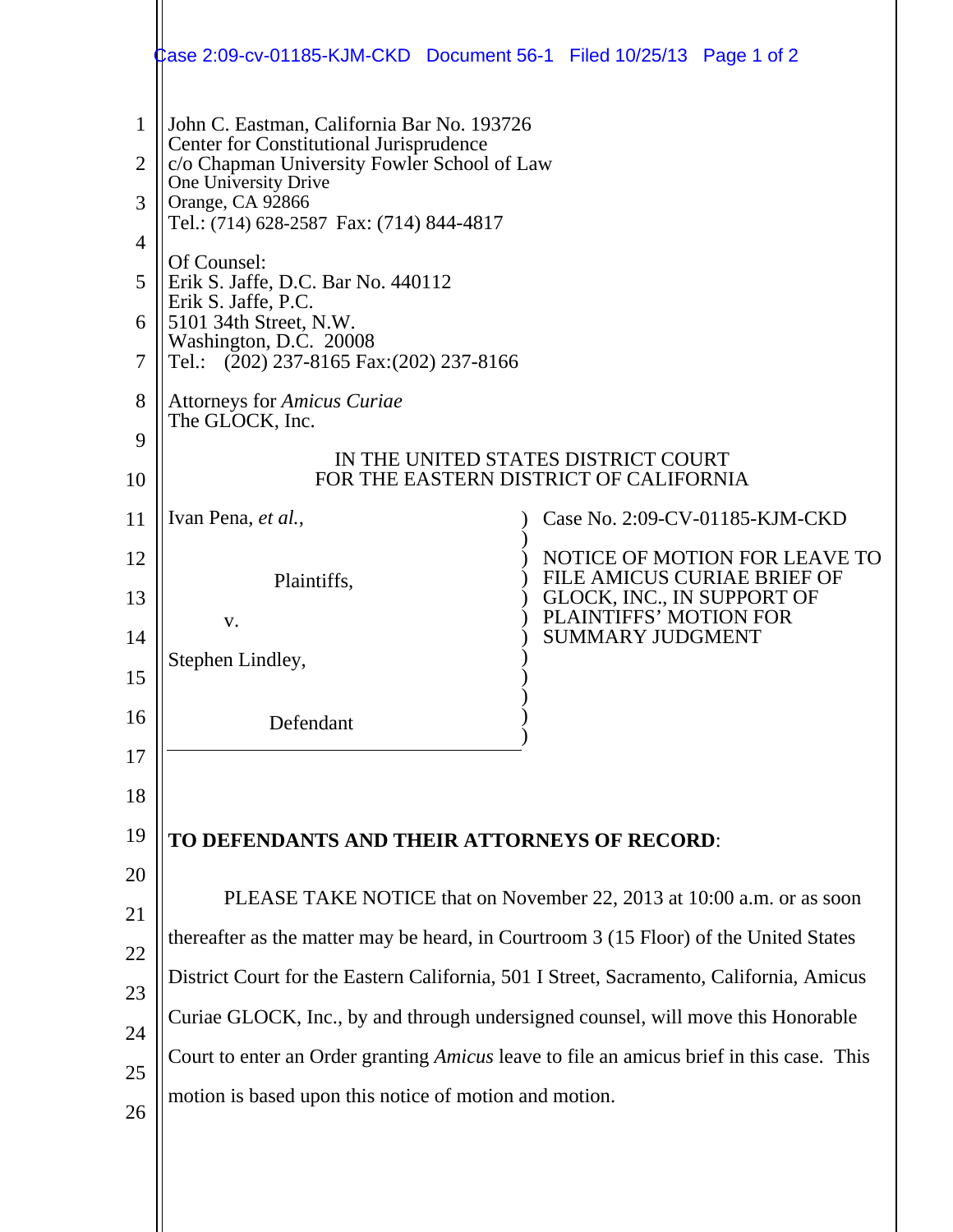John C. Eastman, California Bar No. 193726
Center for Constitutional Jurisprudence
c/o Chapman University Fowler School of Law
One University Drive
Orange, CA 92866
Tel.: (714) 628-2587 Fax: (714) 844-4817

Of Counsel:
Erik S. Jaffe, D.C. Bar No. 440112
Erik S. Jaffe, P.C.
5101 34th Street, N.W.
Washington, D.C. 20008
Tel.: (202) 237-8165 Fax:(202) 237-8166

Attorneys for *Amicus Curiae*
The GLOCK, Inc.

IN THE UNITED STATES DISTRICT COURT
FOR THE EASTERN DISTRICT OF CALIFORNIA

| | |
|---|---|
| Ivan Pena, *et al.*,<br><br>Plaintiffs,<br><br>v.<br><br>Stephen Lindley,<br><br>Defendant | Case No. 2:09-CV-01185-KJM-CKD<br><br>NOTICE OF MOTION FOR LEAVE TO FILE AMICUS CURIAE BRIEF OF GLOCK, INC., IN SUPPORT OF PLAINTIFFS' MOTION FOR SUMMARY JUDGMENT |

**TO DEFENDANTS AND THEIR ATTORNEYS OF RECORD**:

PLEASE TAKE NOTICE that on November 22, 2013 at 10:00 a.m. or as soon thereafter as the matter may be heard, in Courtroom 3 (15 Floor) of the United States District Court for the Eastern California, 501 I Street, Sacramento, California, Amicus Curiae GLOCK, Inc., by and through undersigned counsel, will move this Honorable Court to enter an Order granting *Amicus* leave to file an amicus brief in this case. This motion is based upon this notice of motion and motion.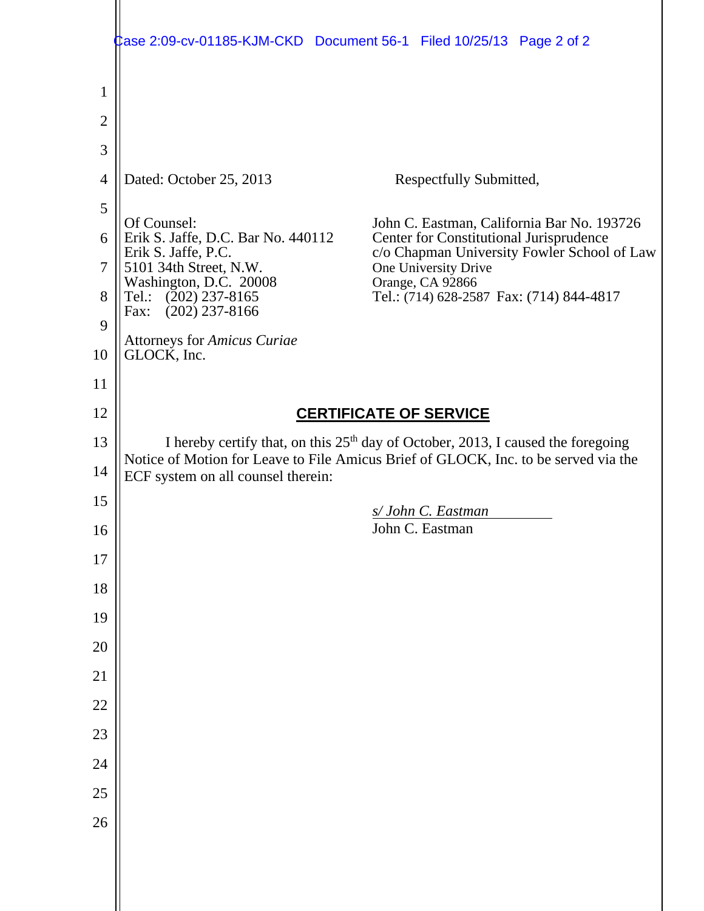Dated: October 25, 2013

Respectfully Submitted,

Of Counsel:
Erik S. Jaffe, D.C. Bar No. 440112
Erik S. Jaffe, P.C.
5101 34th Street, N.W.
Washington, D.C. 20008
Tel.: (202) 237-8165
Fax: (202) 237-8166

Attorneys for *Amicus Curiae*
GLOCK, Inc.

John C. Eastman, California Bar No. 193726
Center for Constitutional Jurisprudence
c/o Chapman University Fowler School of Law
One University Drive
Orange, CA 92866
Tel.: (714) 628-2587 Fax: (714) 844-4817

## CERTIFICATE OF SERVICE

I hereby certify that, on this 25th day of October, 2013, I caused the foregoing Notice of Motion for Leave to File Amicus Brief of GLOCK, Inc. to be served via the ECF system on all counsel therein:

*s/ John C. Eastman*
John C. Eastman